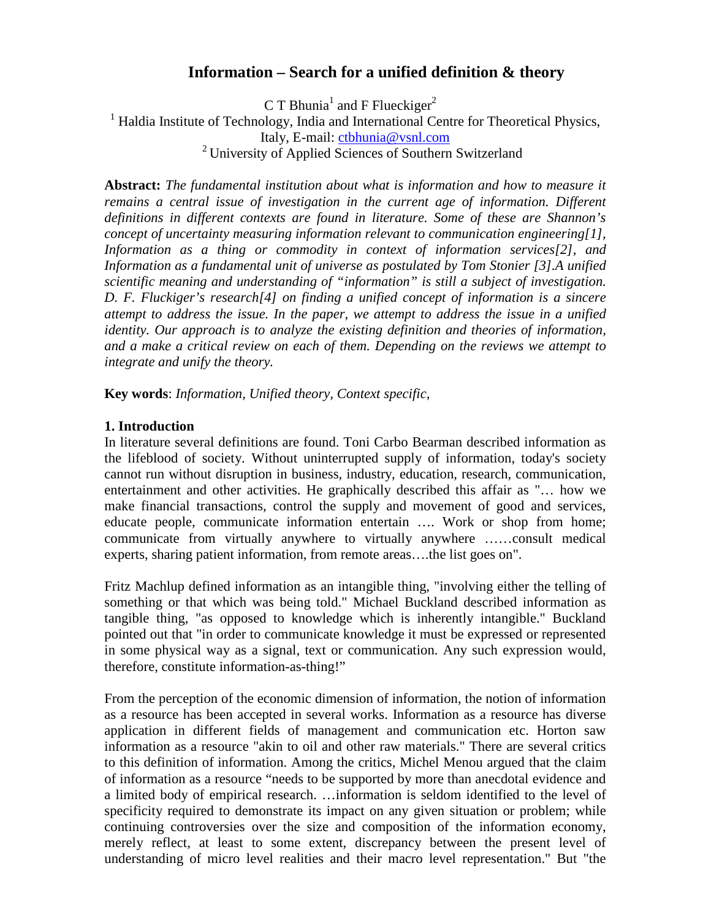# Information – Search for a unified definition & theory

C T Bhunia[1] and F Flueckiger[2]

[1] Haldia Institute of Technology, India and International Centre for Theoretical Physics, Italy, E-mail: ctbhunia@vsnl.com

[2] University of Applied Sciences of Southern Switzerland

**Abstract:** *The fundamental institution about what is information and how to measure it remains a central issue of investigation in the current age of information. Different definitions in different contexts are found in literature. Some of these are Shannon's concept of uncertainty measuring information relevant to communication engineering[1], Information as a thing or commodity in context of information services[2], and Information as a fundamental unit of universe as postulated by Tom Stonier [3].A unified scientific meaning and understanding of "information" is still a subject of investigation. D. F. Fluckiger's research[4] on finding a unified concept of information is a sincere attempt to address the issue. In the paper, we attempt to address the issue in a unified identity. Our approach is to analyze the existing definition and theories of information, and a make a critical review on each of them. Depending on the reviews we attempt to integrate and unify the theory.*

**Key words**: *Information, Unified theory, Context specific,*

## 1. Introduction

In literature several definitions are found. Toni Carbo Bearman described information as the lifeblood of society. Without uninterrupted supply of information, today's society cannot run without disruption in business, industry, education, research, communication, entertainment and other activities. He graphically described this affair as "… how we make financial transactions, control the supply and movement of good and services, educate people, communicate information entertain …. Work or shop from home; communicate from virtually anywhere to virtually anywhere ……consult medical experts, sharing patient information, from remote areas….the list goes on".

Fritz Machlup defined information as an intangible thing, "involving either the telling of something or that which was being told." Michael Buckland described information as tangible thing, "as opposed to knowledge which is inherently intangible." Buckland pointed out that "in order to communicate knowledge it must be expressed or represented in some physical way as a signal, text or communication. Any such expression would, therefore, constitute information-as-thing!"

From the perception of the economic dimension of information, the notion of information as a resource has been accepted in several works. Information as a resource has diverse application in different fields of management and communication etc. Horton saw information as a resource "akin to oil and other raw materials." There are several critics to this definition of information. Among the critics, Michel Menou argued that the claim of information as a resource "needs to be supported by more than anecdotal evidence and a limited body of empirical research. …information is seldom identified to the level of specificity required to demonstrate its impact on any given situation or problem; while continuing controversies over the size and composition of the information economy, merely reflect, at least to some extent, discrepancy between the present level of understanding of micro level realities and their macro level representation." But "the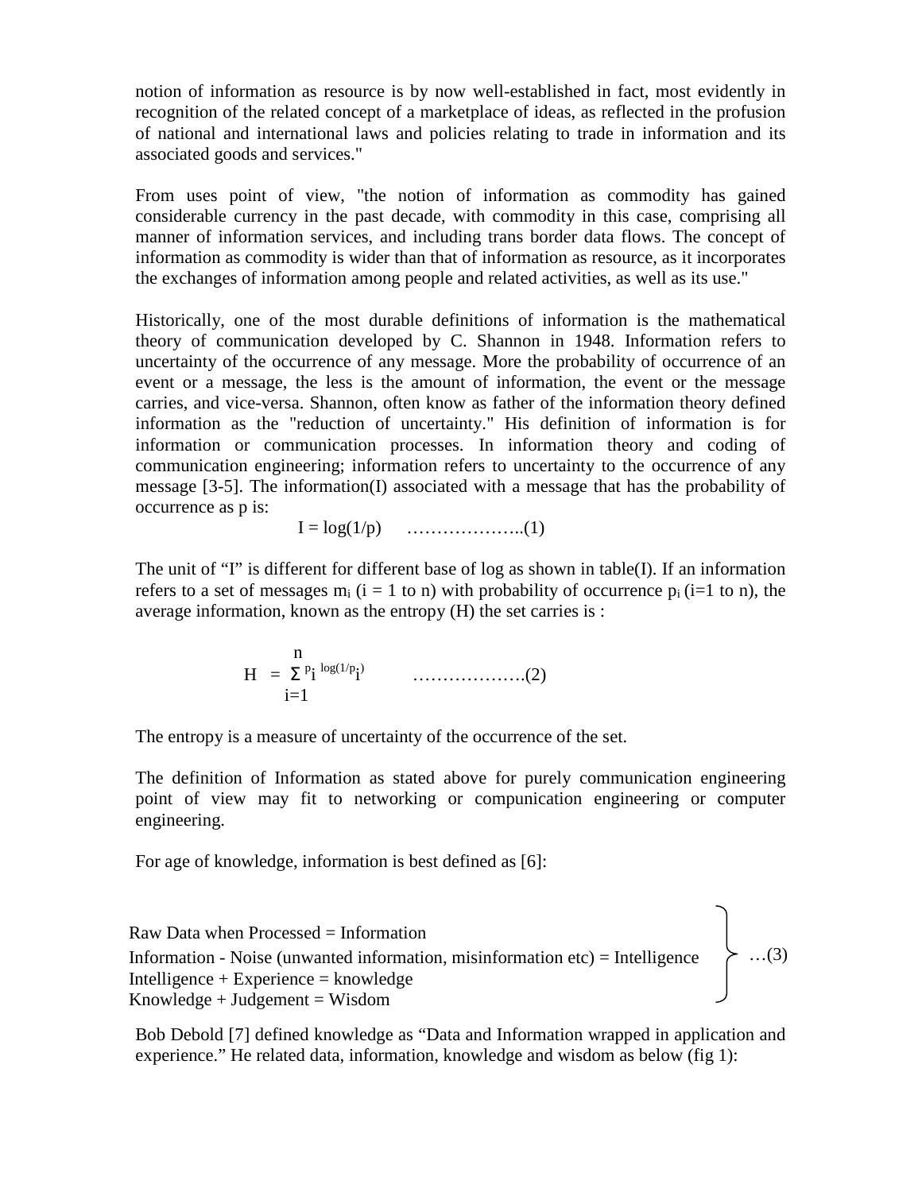notion of information as resource is by now well-established in fact, most evidently in recognition of the related concept of a marketplace of ideas, as reflected in the profusion of national and international laws and policies relating to trade in information and its associated goods and services."

From uses point of view, "the notion of information as commodity has gained considerable currency in the past decade, with commodity in this case, comprising all manner of information services, and including trans border data flows. The concept of information as commodity is wider than that of information as resource, as it incorporates the exchanges of information among people and related activities, as well as its use."

Historically, one of the most durable definitions of information is the mathematical theory of communication developed by C. Shannon in 1948. Information refers to uncertainty of the occurrence of any message. More the probability of occurrence of an event or a message, the less is the amount of information, the event or the message carries, and vice-versa. Shannon, often know as father of the information theory defined information as the "reduction of uncertainty." His definition of information is for information or communication processes. In information theory and coding of communication engineering; information refers to uncertainty to the occurrence of any message [3-5]. The information(I) associated with a message that has the probability of occurrence as p is:

$$I = \log(1/p) \quad \text{………………..(1)}$$

The unit of "I" is different for different base of log as shown in table(I). If an information refers to a set of messages $m_i$ (i = 1 to n) with probability of occurrence $p_i$ (i=1 to n), the average information, known as the entropy (H) the set carries is :

$$H = \sum_{i=1}^{n} p_i \log(1/p_i) \quad \text{……………….(2)}$$

The entropy is a measure of uncertainty of the occurrence of the set.

The definition of Information as stated above for purely communication engineering point of view may fit to networking or compunication engineering or computer engineering.

For age of knowledge, information is best defined as [6]:

Raw Data when Processed = Information
Information - Noise (unwanted information, misinformation etc) = Intelligence
Intelligence + Experience = knowledge
Knowledge + Judgement = Wisdom
…(3)

Bob Debold [7] defined knowledge as "Data and Information wrapped in application and experience." He related data, information, knowledge and wisdom as below (fig 1):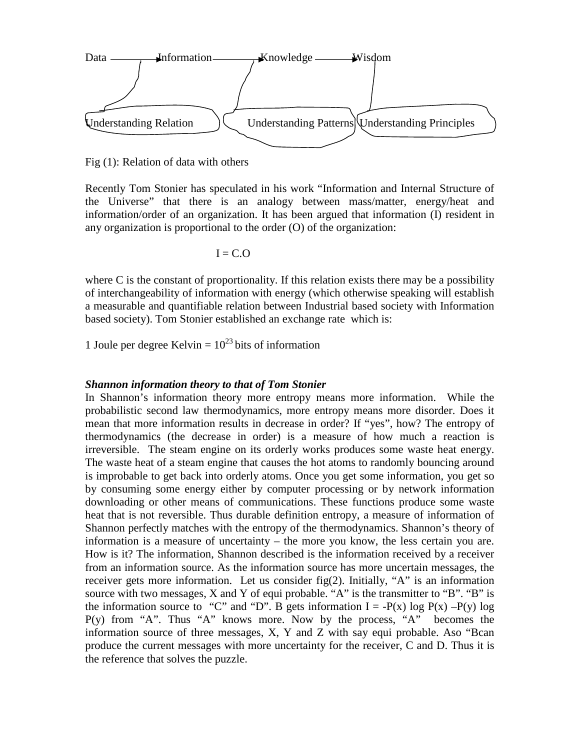Data → Information → Knowledge → Wisdom

Understanding Relation    Understanding Patterns    Understanding Principles

Fig (1): Relation of data with others

Recently Tom Stonier has speculated in his work “Information and Internal Structure of the Universe” that there is an analogy between mass/matter, energy/heat and information/order of an organization. It has been argued that information (I) resident in any organization is proportional to the order (O) of the organization:

$$I = C.O$$

where C is the constant of proportionality. If this relation exists there may be a possibility of interchangeability of information with energy (which otherwise speaking will establish a measurable and quantifiable relation between Industrial based society with Information based society). Tom Stonier established an exchange rate which is:

1 Joule per degree Kelvin = $10^{23}$ bits of information

***Shannon information theory to that of Tom Stonier***

In Shannon’s information theory more entropy means more information. While the probabilistic second law thermodynamics, more entropy means more disorder. Does it mean that more information results in decrease in order? If “yes”, how? The entropy of thermodynamics (the decrease in order) is a measure of how much a reaction is irreversible. The steam engine on its orderly works produces some waste heat energy. The waste heat of a steam engine that causes the hot atoms to randomly bouncing around is improbable to get back into orderly atoms. Once you get some information, you get so by consuming some energy either by computer processing or by network information downloading or other means of communications. These functions produce some waste heat that is not reversible. Thus durable definition entropy, a measure of information of Shannon perfectly matches with the entropy of the thermodynamics. Shannon’s theory of information is a measure of uncertainty – the more you know, the less certain you are. How is it? The information, Shannon described is the information received by a receiver from an information source. As the information source has more uncertain messages, the receiver gets more information. Let us consider fig(2). Initially, “A” is an information source with two messages, X and Y of equi probable. “A” is the transmitter to “B”. “B” is the information source to “C” and “D”. B gets information $I = -P(x) \log P(x) - P(y) \log P(y)$ from “A”. Thus “A” knows more. Now by the process, “A” becomes the information source of three messages, X, Y and Z with say equi probable. Aso “Bcan produce the current messages with more uncertainty for the receiver, C and D. Thus it is the reference that solves the puzzle.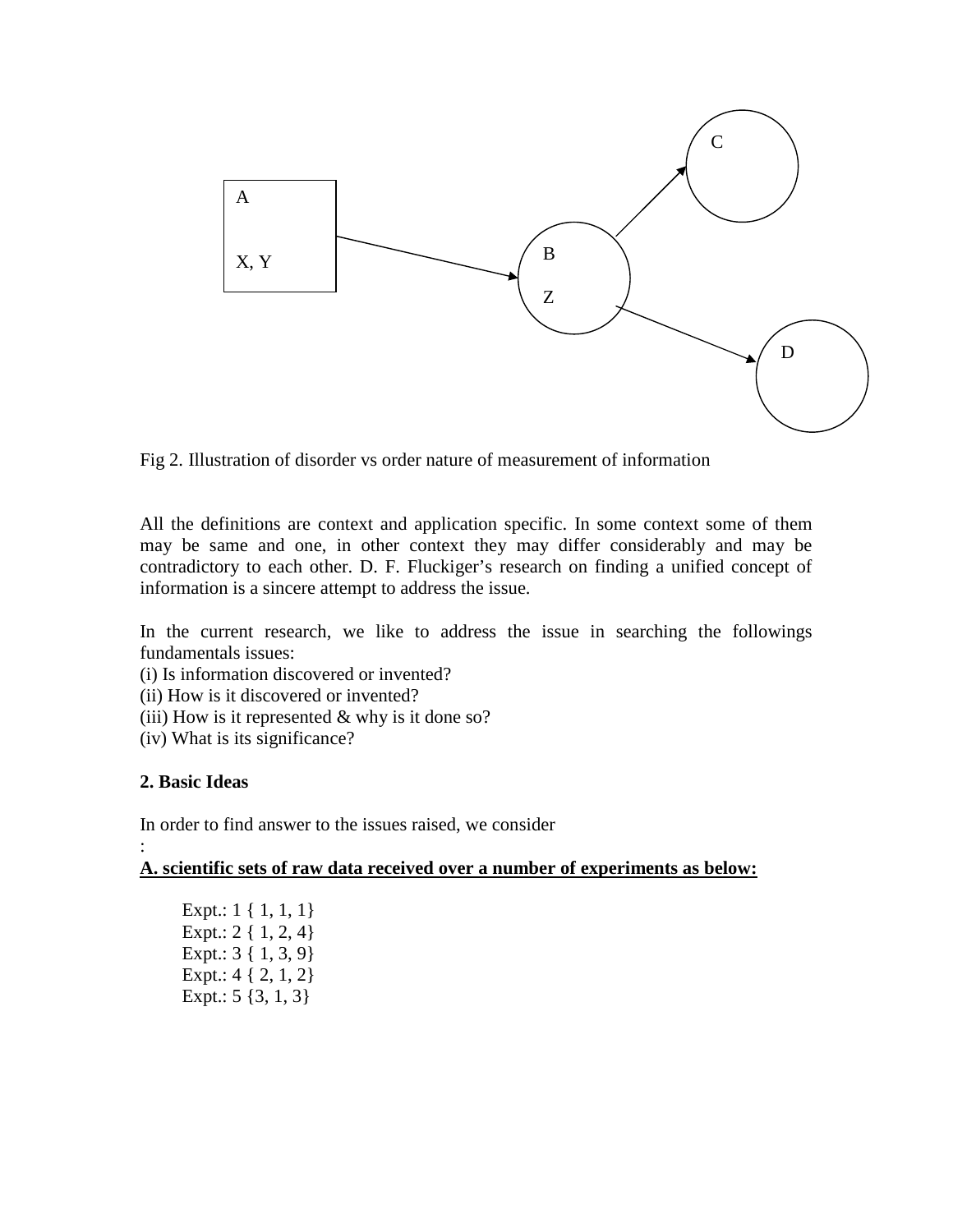A

X, Y

B

Z

C

D

Fig 2. Illustration of disorder vs order nature of measurement of information

All the definitions are context and application specific. In some context some of them may be same and one, in other context they may differ considerably and may be contradictory to each other. D. F. Fluckiger's research on finding a unified concept of information is a sincere attempt to address the issue.

In the current research, we like to address the issue in searching the followings fundamentals issues:

(i) Is information discovered or invented?
(ii) How is it discovered or invented?
(iii) How is it represented & why is it done so?
(iv) What is its significance?

## 2. Basic Ideas

In order to find answer to the issues raised, we consider
:

**A. scientific sets of raw data received over a number of experiments as below:**

Expt.: 1 { 1, 1, 1}
Expt.: 2 { 1, 2, 4}
Expt.: 3 { 1, 3, 9}
Expt.: 4 { 2, 1, 2}
Expt.: 5 {3, 1, 3}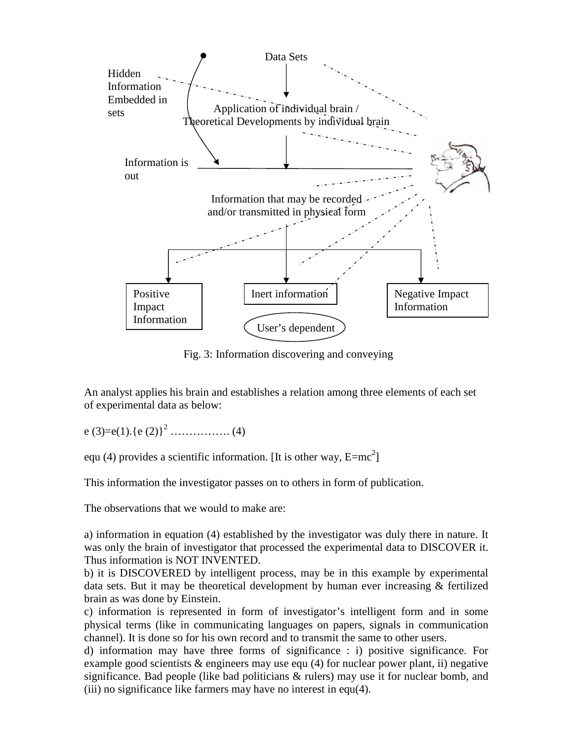Data Sets

Hidden Information Embedded in sets

Application of individual brain / Theoretical Developments by individual brain

Information is out

Information that may be recorded and/or transmitted in physical form

Positive Impact Information

Inert information

User's dependent

Negative Impact Information

Fig. 3: Information discovering and conveying

An analyst applies his brain and establishes a relation among three elements of each set of experimental data as below:

$$e(3)=e(1).\{e(2)\}^2 \quad \ldots\ldots\ldots\ldots\ldots (4)$$

equ (4) provides a scientific information. [It is other way, $E=mc^2$]

This information the investigator passes on to others in form of publication.

The observations that we would to make are:

a) information in equation (4) established by the investigator was duly there in nature. It was only the brain of investigator that processed the experimental data to DISCOVER it. Thus information is NOT INVENTED.

b) it is DISCOVERED by intelligent process, may be in this example by experimental data sets. But it may be theoretical development by human ever increasing & fertilized brain as was done by Einstein.

c) information is represented in form of investigator's intelligent form and in some physical terms (like in communicating languages on papers, signals in communication channel). It is done so for his own record and to transmit the same to other users.

d) information may have three forms of significance : i) positive significance. For example good scientists & engineers may use equ (4) for nuclear power plant, ii) negative significance. Bad people (like bad politicians & rulers) may use it for nuclear bomb, and (iii) no significance like farmers may have no interest in equ(4).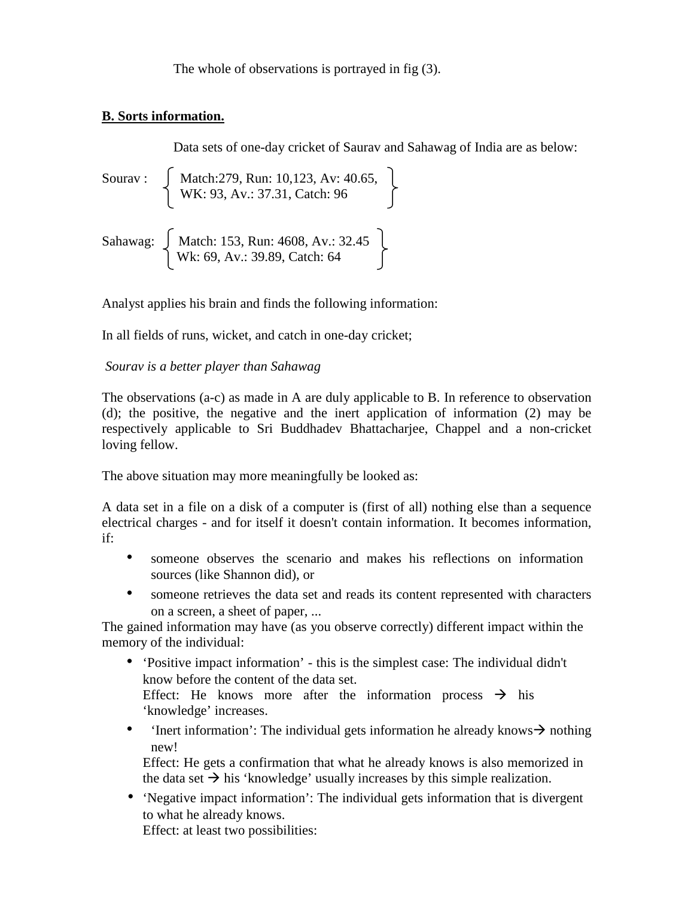The whole of observations is portrayed in fig (3).

**B. Sorts information.**

Data sets of one-day cricket of Saurav and Sahawag of India are as below:

Sourav : { Match:279, Run: 10,123, Av: 40.65, WK: 93, Av.: 37.31, Catch: 96 }

Sahawag: { Match: 153, Run: 4608, Av.: 32.45 Wk: 69, Av.: 39.89, Catch: 64 }

Analyst applies his brain and finds the following information:

In all fields of runs, wicket, and catch in one-day cricket;

*Sourav is a better player than Sahawag*

The observations (a-c) as made in A are duly applicable to B. In reference to observation (d); the positive, the negative and the inert application of information (2) may be respectively applicable to Sri Buddhadev Bhattacharjee, Chappel and a non-cricket loving fellow.

The above situation may more meaningfully be looked as:

A data set in a file on a disk of a computer is (first of all) nothing else than a sequence electrical charges - and for itself it doesn't contain information. It becomes information, if:

- someone observes the scenario and makes his reflections on information sources (like Shannon did), or
- someone retrieves the data set and reads its content represented with characters on a screen, a sheet of paper, ...

The gained information may have (as you observe correctly) different impact within the memory of the individual:

- 'Positive impact information' - this is the simplest case: The individual didn't know before the content of the data set.
  Effect: He knows more after the information process → his 'knowledge' increases.
- 'Inert information': The individual gets information he already knows→ nothing new!
  Effect: He gets a confirmation that what he already knows is also memorized in the data set → his 'knowledge' usually increases by this simple realization.
- 'Negative impact information': The individual gets information that is divergent to what he already knows.
  Effect: at least two possibilities: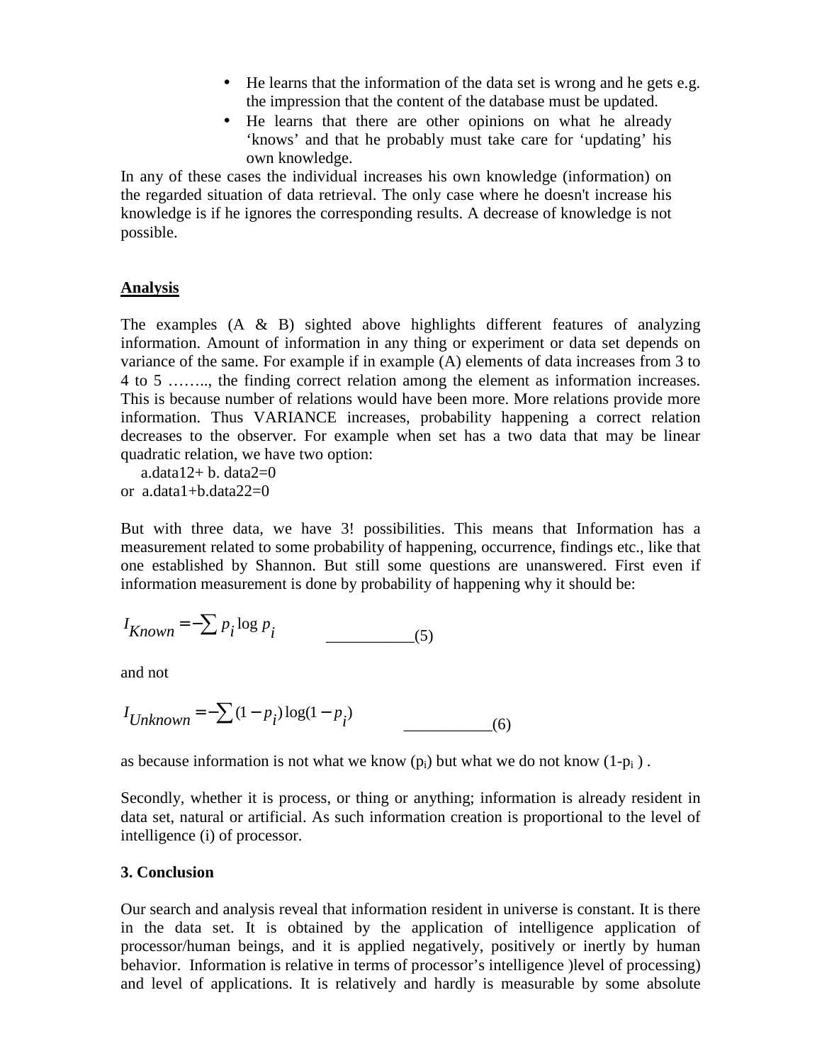- He learns that the information of the data set is wrong and he gets e.g. the impression that the content of the database must be updated.
- He learns that there are other opinions on what he already 'knows' and that he probably must take care for 'updating' his own knowledge.

In any of these cases the individual increases his own knowledge (information) on the regarded situation of data retrieval. The only case where he doesn't increase his knowledge is if he ignores the corresponding results. A decrease of knowledge is not possible.

**Analysis**

The examples (A & B) sighted above highlights different features of analyzing information. Amount of information in any thing or experiment or data set depends on variance of the same. For example if in example (A) elements of data increases from 3 to 4 to 5 ……., the finding correct relation among the element as information increases. This is because number of relations would have been more. More relations provide more information. Thus VARIANCE increases, probability happening a correct relation decreases to the observer. For example when set has a two data that may be linear quadratic relation, we have two option:

a.data12+ b. data2=0
or a.data1+b.data22=0

But with three data, we have 3! possibilities. This means that Information has a measurement related to some probability of happening, occurrence, findings etc., like that one established by Shannon. But still some questions are unanswered. First even if information measurement is done by probability of happening why it should be:

$$I_{Known} = -\sum p_i \log p_i \qquad \text{\_\_\_\_\_\_\_\_\_\_\_(5)}$$

and not

$$I_{Unknown} = -\sum (1-p_i)\log(1-p_i) \qquad \text{\_\_\_\_\_\_\_\_\_\_\_(6)}$$

as because information is not what we know ($p_i$) but what we do not know ($1-p_i$ ) .

Secondly, whether it is process, or thing or anything; information is already resident in data set, natural or artificial. As such information creation is proportional to the level of intelligence (i) of processor.

**3. Conclusion**

Our search and analysis reveal that information resident in universe is constant. It is there in the data set. It is obtained by the application of intelligence application of processor/human beings, and it is applied negatively, positively or inertly by human behavior. Information is relative in terms of processor's intelligence )level of processing) and level of applications. It is relatively and hardly is measurable by some absolute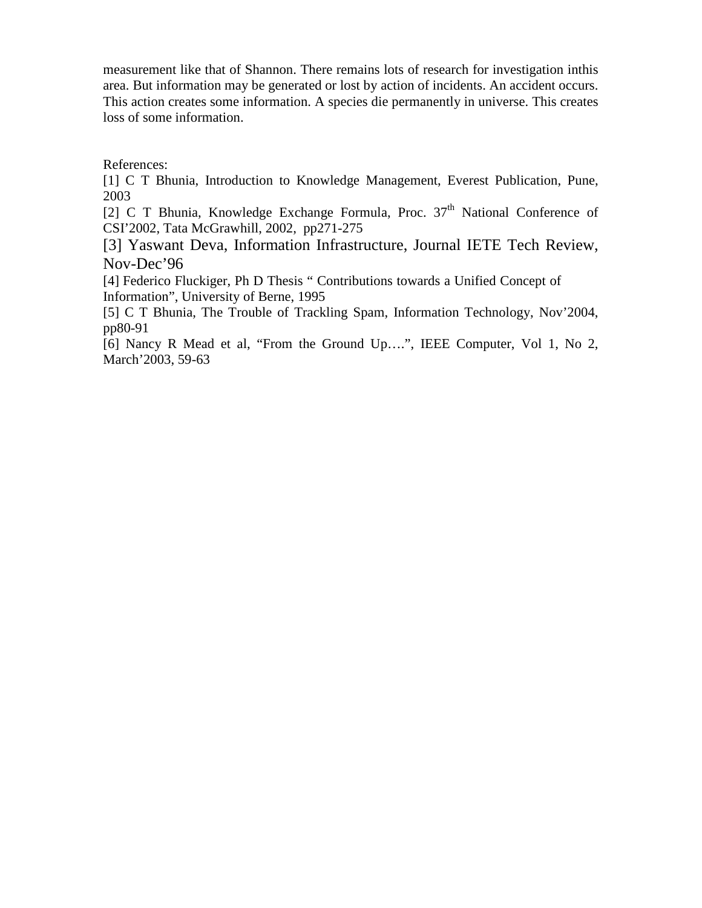measurement like that of Shannon. There remains lots of research for investigation inthis area. But information may be generated or lost by action of incidents. An accident occurs. This action creates some information. A species die permanently in universe. This creates loss of some information.

References:

[1] C T Bhunia, Introduction to Knowledge Management, Everest Publication, Pune, 2003

[2] C T Bhunia, Knowledge Exchange Formula, Proc. 37th National Conference of CSI'2002, Tata McGrawhill, 2002, pp271-275

[3] Yaswant Deva, Information Infrastructure, Journal IETE Tech Review, Nov-Dec'96

[4] Federico Fluckiger, Ph D Thesis " Contributions towards a Unified Concept of Information", University of Berne, 1995

[5] C T Bhunia, The Trouble of Trackling Spam, Information Technology, Nov'2004, pp80-91

[6] Nancy R Mead et al, "From the Ground Up….", IEEE Computer, Vol 1, No 2, March'2003, 59-63